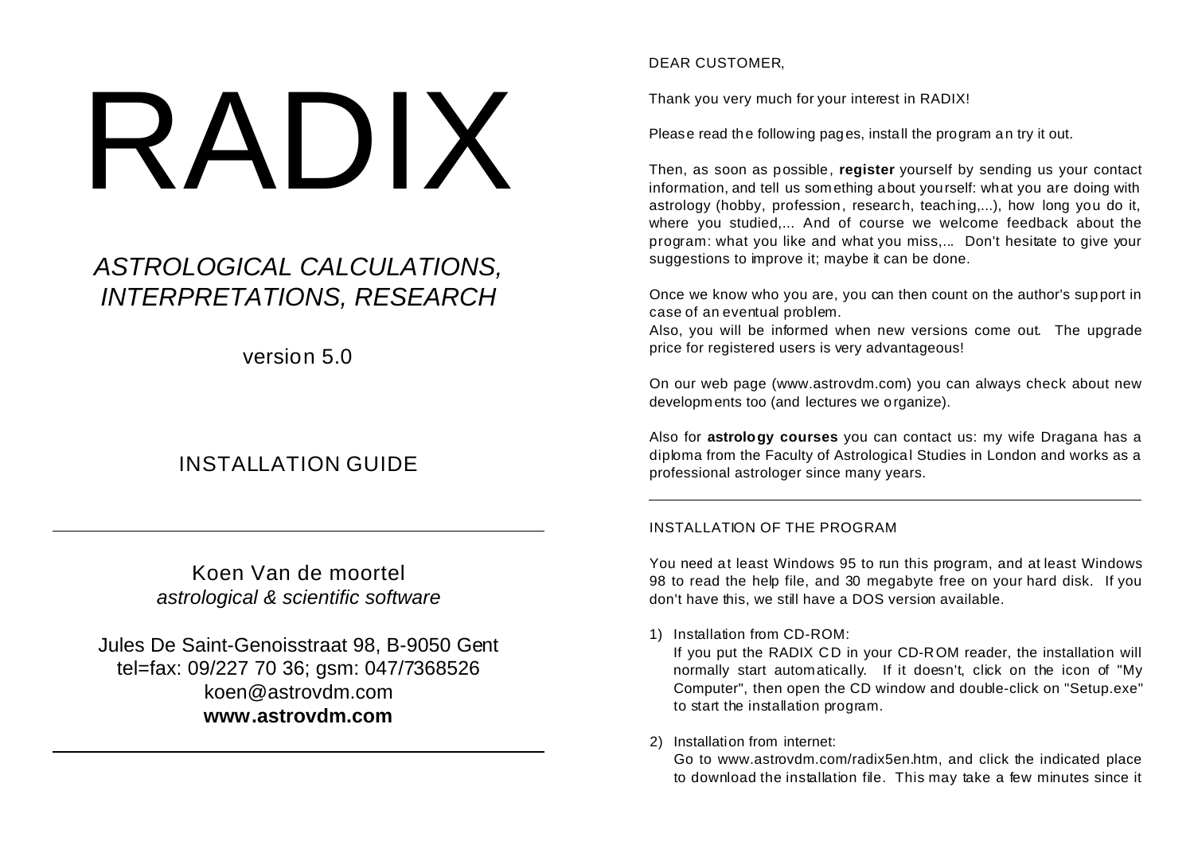# RADIX

## *ASTROLOGICAL CALCULATIONS, INTERPRETATIONS, RESEARCH*

version 5.0

## INSTALLATION GUIDE

---

Koen Van de moortel
*astrological & scientific software*

Jules De Saint-Genoisstraat 98, B-9050 Gent
tel=fax: 09/227 70 36; gsm: 047/7368526
koen@astrovdm.com
**www.astrovdm.com**

---

DEAR CUSTOMER,

Thank you very much for your interest in RADIX!

Please read the following pages, install the program an try it out.

Then, as soon as possible, **register** yourself by sending us your contact information, and tell us something about yourself: what you are doing with astrology (hobby, profession, research, teaching,...), how long you do it, where you studied,... And of course we welcome feedback about the program: what you like and what you miss,... Don't hesitate to give your suggestions to improve it; maybe it can be done.

Once we know who you are, you can then count on the author's support in case of an eventual problem.
Also, you will be informed when new versions come out. The upgrade price for registered users is very advantageous!

On our web page (www.astrovdm.com) you can always check about new developments too (and lectures we organize).

Also for **astrology courses** you can contact us: my wife Dragana has a diploma from the Faculty of Astrological Studies in London and works as a professional astrologer since many years.

---

INSTALLATION OF THE PROGRAM

You need at least Windows 95 to run this program, and at least Windows 98 to read the help file, and 30 megabyte free on your hard disk. If you don't have this, we still have a DOS version available.

1) Installation from CD-ROM:
   If you put the RADIX CD in your CD-ROM reader, the installation will normally start automatically. If it doesn't, click on the icon of "My Computer", then open the CD window and double-click on "Setup.exe" to start the installation program.

2) Installation from internet:
   Go to www.astrovdm.com/radix5en.htm, and click the indicated place to download the installation file. This may take a few minutes since it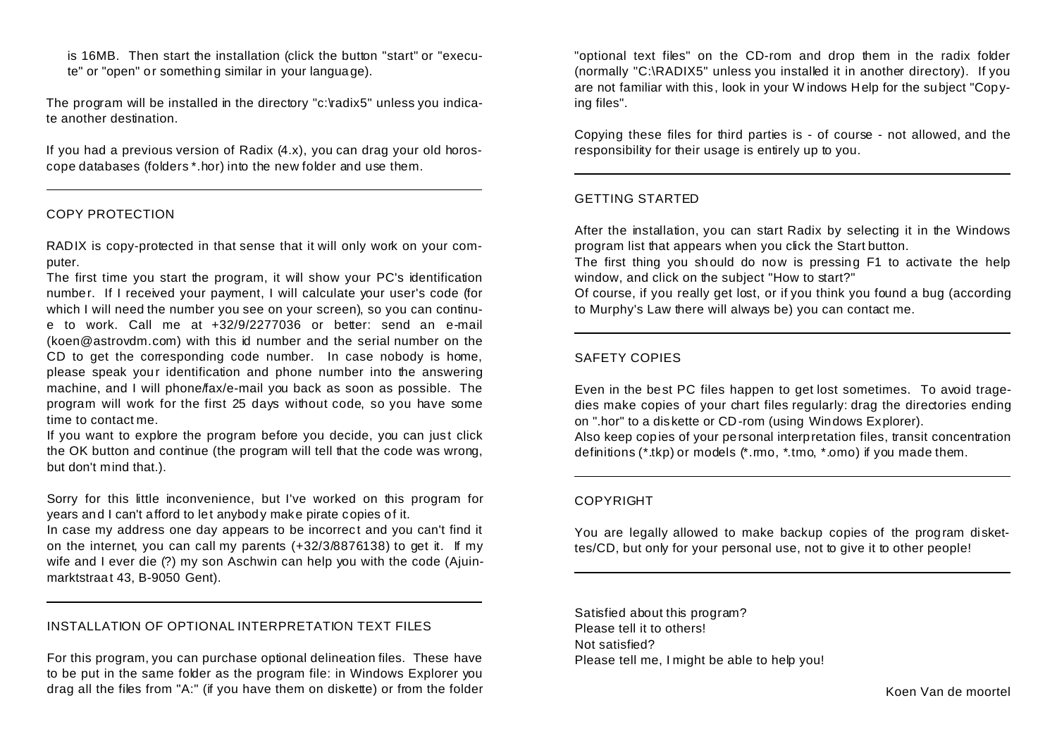is 16MB. Then start the installation (click the button "start" or "execute" or "open" or something similar in your language).

The program will be installed in the directory "c:\radix5" unless you indicate another destination.

If you had a previous version of Radix (4.x), you can drag your old horoscope databases (folders *.hor) into the new folder and use them.

---

## COPY PROTECTION

RADIX is copy-protected in that sense that it will only work on your computer.
The first time you start the program, it will show your PC's identification number. If I received your payment, I will calculate your user's code (for which I will need the number you see on your screen), so you can continue to work. Call me at +32/9/2277036 or better: send an e-mail (koen@astrovdm.com) with this id number and the serial number on the CD to get the corresponding code number. In case nobody is home, please speak your identification and phone number into the answering machine, and I will phone/fax/e-mail you back as soon as possible. The program will work for the first 25 days without code, so you have some time to contact me.
If you want to explore the program before you decide, you can just click the OK button and continue (the program will tell that the code was wrong, but don't mind that.).

Sorry for this little inconvenience, but I've worked on this program for years and I can't afford to let anybody make pirate copies of it.
In case my address one day appears to be incorrect and you can't find it on the internet, you can call my parents (+32/3/8876138) to get it. If my wife and I ever die (?) my son Aschwin can help you with the code (Ajuinmarktstraat 43, B-9050 Gent).

---

## INSTALLATION OF OPTIONAL INTERPRETATION TEXT FILES

For this program, you can purchase optional delineation files. These have to be put in the same folder as the program file: in Windows Explorer you drag all the files from "A:" (if you have them on diskette) or from the folder "optional text files" on the CD-rom and drop them in the radix folder (normally "C:\RADIX5" unless you installed it in another directory). If you are not familiar with this, look in your Windows Help for the subject "Copying files".

Copying these files for third parties is - of course - not allowed, and the responsibility for their usage is entirely up to you.

---

## GETTING STARTED

After the installation, you can start Radix by selecting it in the Windows program list that appears when you click the Start button.
The first thing you should do now is pressing F1 to activate the help window, and click on the subject "How to start?"
Of course, if you really get lost, or if you think you found a bug (according to Murphy's Law there will always be) you can contact me.

---

## SAFETY COPIES

Even in the best PC files happen to get lost sometimes. To avoid tragedies make copies of your chart files regularly: drag the directories ending on ".hor" to a diskette or CD-rom (using Windows Explorer).
Also keep copies of your personal interpretation files, transit concentration definitions (*.tkp) or models (*.rmo, *.tmo, *.omo) if you made them.

---

## COPYRIGHT

You are legally allowed to make backup copies of the program diskettes/CD, but only for your personal use, not to give it to other people!

---

Satisfied about this program?
Please tell it to others!
Not satisfied?
Please tell me, I might be able to help you!

Koen Van de moortel